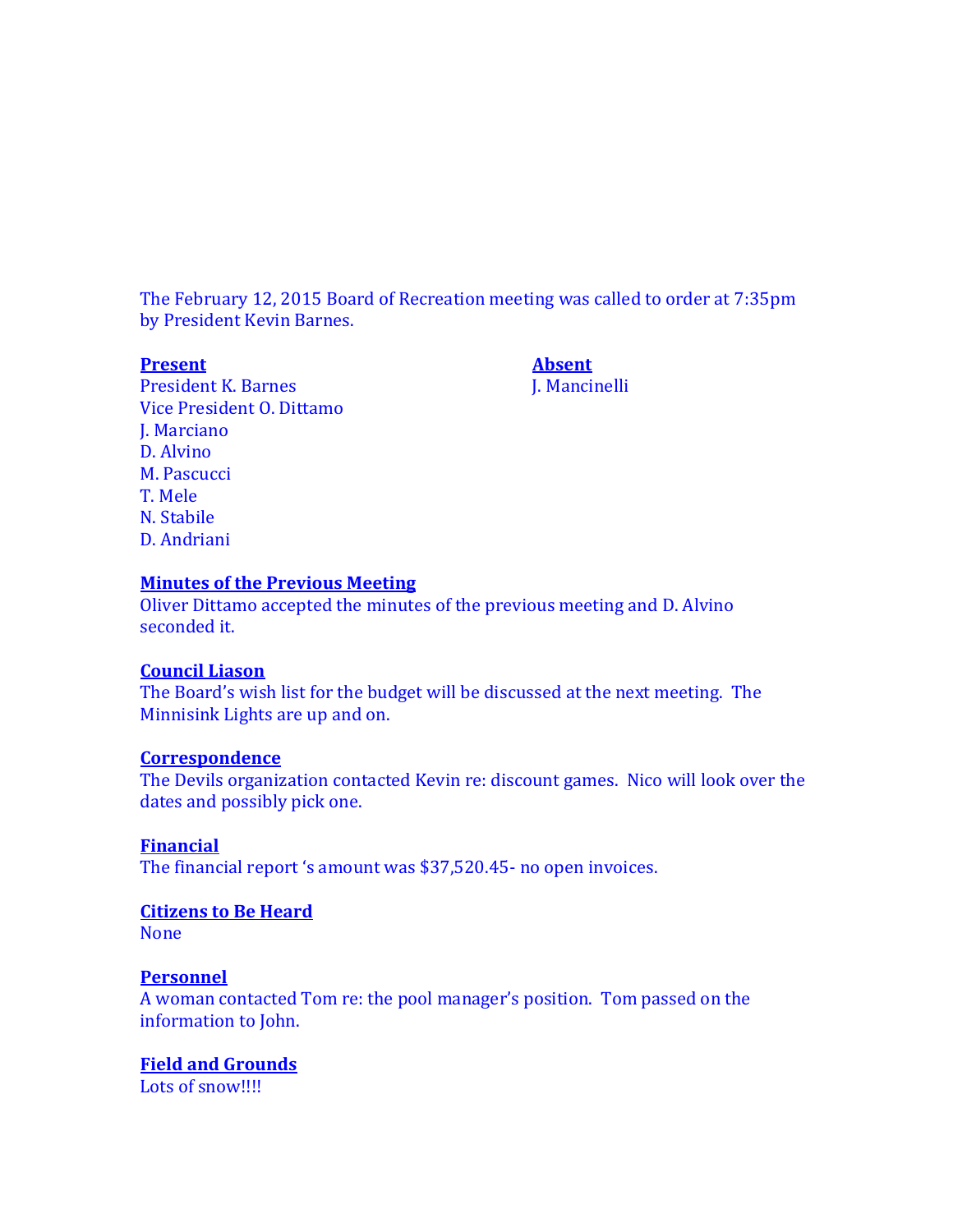The February 12, 2015 Board of Recreation meeting was called to order at 7:35pm by President Kevin Barnes.

**Present**

President K. Barnes
Vice President O. Dittamo
J. Marciano
D. Alvino
M. Pascucci
T. Mele
N. Stabile
D. Andriani

**Absent**

J. Mancinelli

**Minutes of the Previous Meeting**

Oliver Dittamo accepted the minutes of the previous meeting and D. Alvino seconded it.

**Council Liason**

The Board's wish list for the budget will be discussed at the next meeting. The Minnisink Lights are up and on.

**Correspondence**

The Devils organization contacted Kevin re: discount games. Nico will look over the dates and possibly pick one.

**Financial**

The financial report 's amount was $37,520.45- no open invoices.

**Citizens to Be Heard**

None

**Personnel**

A woman contacted Tom re: the pool manager's position. Tom passed on the information to John.

**Field and Grounds**

Lots of snow!!!!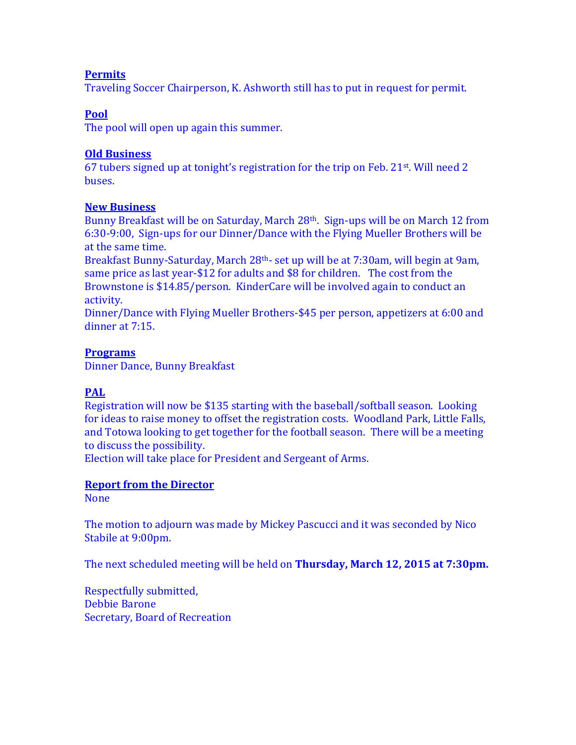**Permits**
Traveling Soccer Chairperson, K. Ashworth still has to put in request for permit.

**Pool**
The pool will open up again this summer.

**Old Business**
67 tubers signed up at tonight's registration for the trip on Feb. 21st. Will need 2 buses.

**New Business**
Bunny Breakfast will be on Saturday, March 28th. Sign-ups will be on March 12 from 6:30-9:00, Sign-ups for our Dinner/Dance with the Flying Mueller Brothers will be at the same time.
Breakfast Bunny-Saturday, March 28th- set up will be at 7:30am, will begin at 9am, same price as last year-$12 for adults and $8 for children. The cost from the Brownstone is $14.85/person. KinderCare will be involved again to conduct an activity.
Dinner/Dance with Flying Mueller Brothers-$45 per person, appetizers at 6:00 and dinner at 7:15.

**Programs**
Dinner Dance, Bunny Breakfast

**PAL**
Registration will now be $135 starting with the baseball/softball season. Looking for ideas to raise money to offset the registration costs. Woodland Park, Little Falls, and Totowa looking to get together for the football season. There will be a meeting to discuss the possibility.
Election will take place for President and Sergeant of Arms.

**Report from the Director**
None

The motion to adjourn was made by Mickey Pascucci and it was seconded by Nico Stabile at 9:00pm.

The next scheduled meeting will be held on **Thursday, March 12, 2015 at 7:30pm.**

Respectfully submitted,
Debbie Barone
Secretary, Board of Recreation